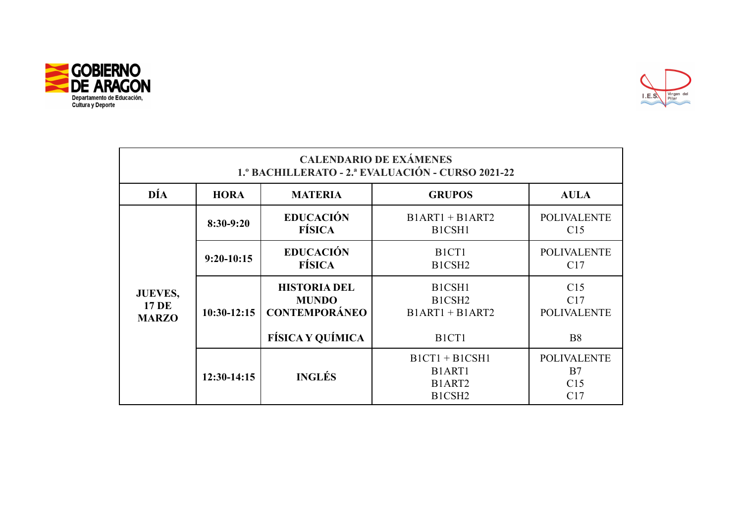GOBIERNO DE ARAGON
Departamento de Educación, Cultura y Deporte

I.E.S. Virgen del Pilar

| CALENDARIO DE EXÁMENES<br>1.º BACHILLERATO - 2.ª EVALUACIÓN - CURSO 2021-22 | | | | |
|---|---|---|---|---|
| **DÍA** | **HORA** | **MATERIA** | **GRUPOS** | **AULA** |
| **JUEVES, 17 DE MARZO** | **8:30-9:20** | **EDUCACIÓN FÍSICA** | B1ART1 + B1ART2<br>B1CSH1 | POLIVALENTE<br>C15 |
| | **9:20-10:15** | **EDUCACIÓN FÍSICA** | B1CT1<br>B1CSH2 | POLIVALENTE<br>C17 |
| | **10:30-12:15** | **HISTORIA DEL MUNDO CONTEMPORÁNEO** | B1CSH1<br>B1CSH2<br>B1ART1 + B1ART2 | C15<br>C17<br>POLIVALENTE |
| | | **FÍSICA Y QUÍMICA** | B1CT1 | B8 |
| | **12:30-14:15** | **INGLÉS** | B1CT1 + B1CSH1<br>B1ART1<br>B1ART2<br>B1CSH2 | POLIVALENTE<br>B7<br>C15<br>C17 |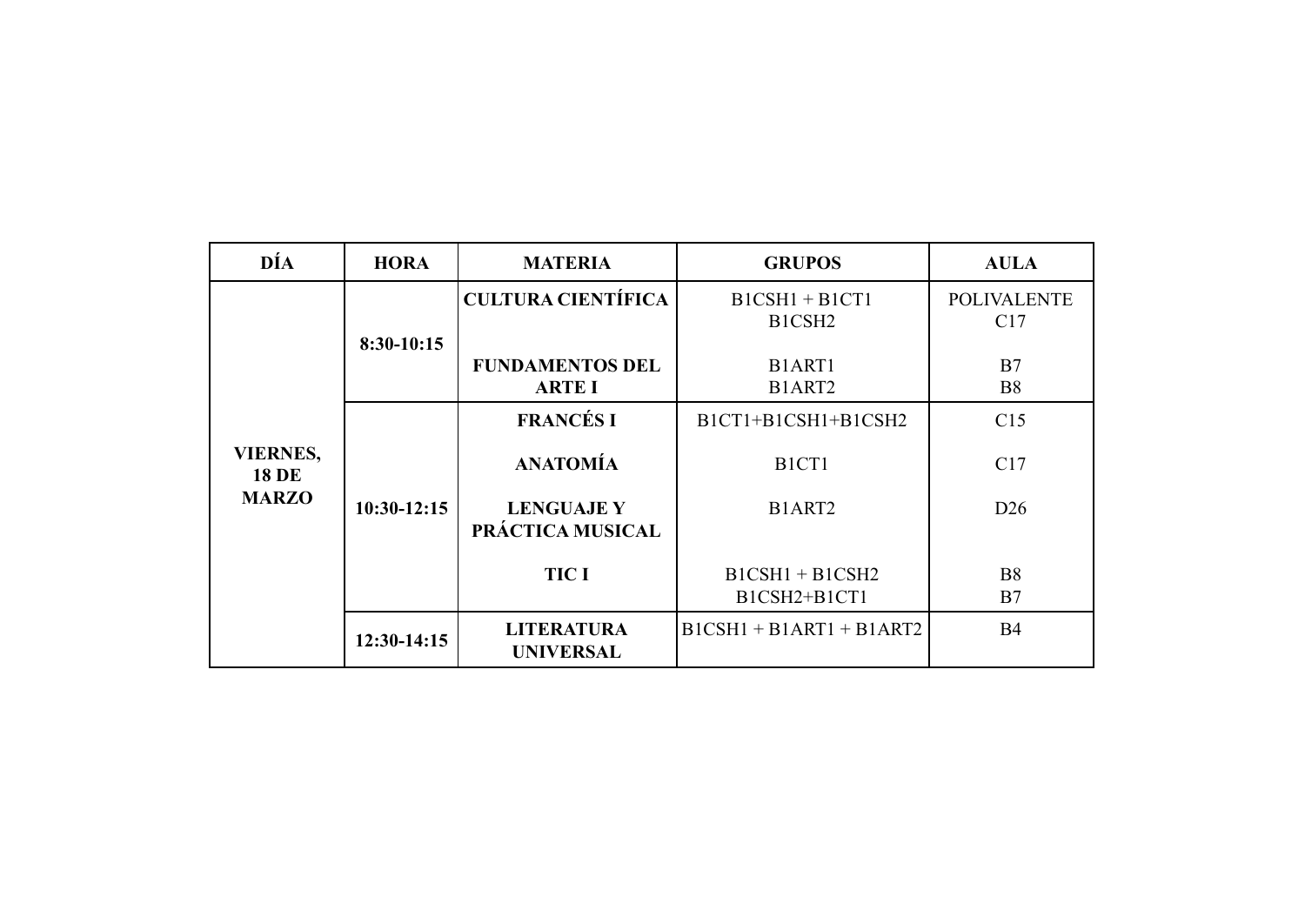| DÍA | HORA | MATERIA | GRUPOS | AULA |
|---|---|---|---|---|
| **VIERNES, 18 DE MARZO** | **8:30-10:15** | **CULTURA CIENTÍFICA** | B1CSH1 + B1CT1<br>B1CSH2 | POLIVALENTE<br>C17 |
| | | **FUNDAMENTOS DEL ARTE I** | B1ART1<br>B1ART2 | B7<br>B8 |
| | **10:30-12:15** | **FRANCÉS I** | B1CT1+B1CSH1+B1CSH2 | C15 |
| | | **ANATOMÍA** | B1CT1 | C17 |
| | | **LENGUAJE Y PRÁCTICA MUSICAL** | B1ART2 | D26 |
| | | **TIC I** | B1CSH1 + B1CSH2<br>B1CSH2+B1CT1 | B8<br>B7 |
| | **12:30-14:15** | **LITERATURA UNIVERSAL** | B1CSH1 + B1ART1 + B1ART2 | B4 |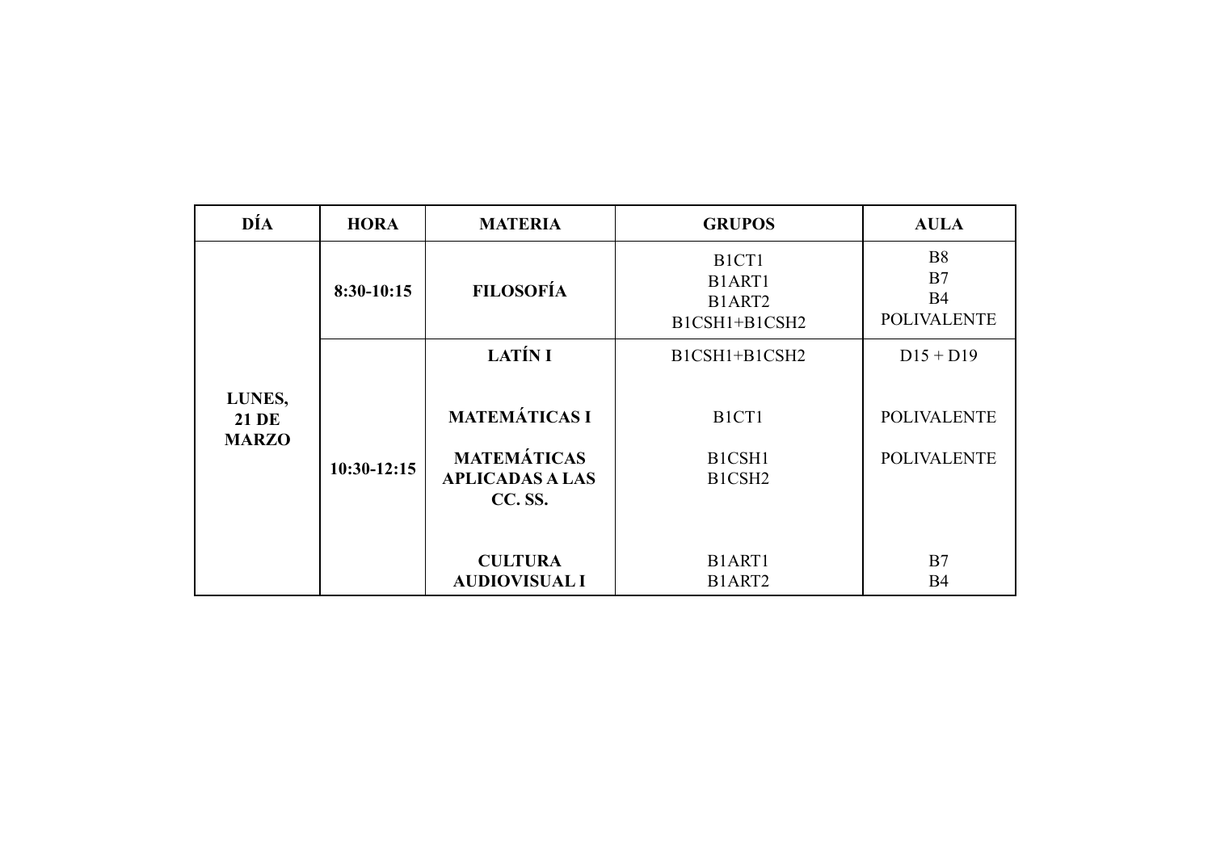| DÍA | HORA | MATERIA | GRUPOS | AULA |
|---|---|---|---|---|
| **LUNES, 21 DE MARZO** | **8:30-10:15** | **FILOSOFÍA** | B1CT1<br>B1ART1<br>B1ART2<br>B1CSH1+B1CSH2 | B8<br>B7<br>B4<br>POLIVALENTE |
| | **10:30-12:15** | **LATÍN I** | B1CSH1+B1CSH2 | D15 + D19 |
| | | **MATEMÁTICAS I** | B1CT1 | POLIVALENTE |
| | | **MATEMÁTICAS APLICADAS A LAS CC. SS.** | B1CSH1<br>B1CSH2 | POLIVALENTE |
| | | **CULTURA AUDIOVISUAL I** | B1ART1<br>B1ART2 | B7<br>B4 |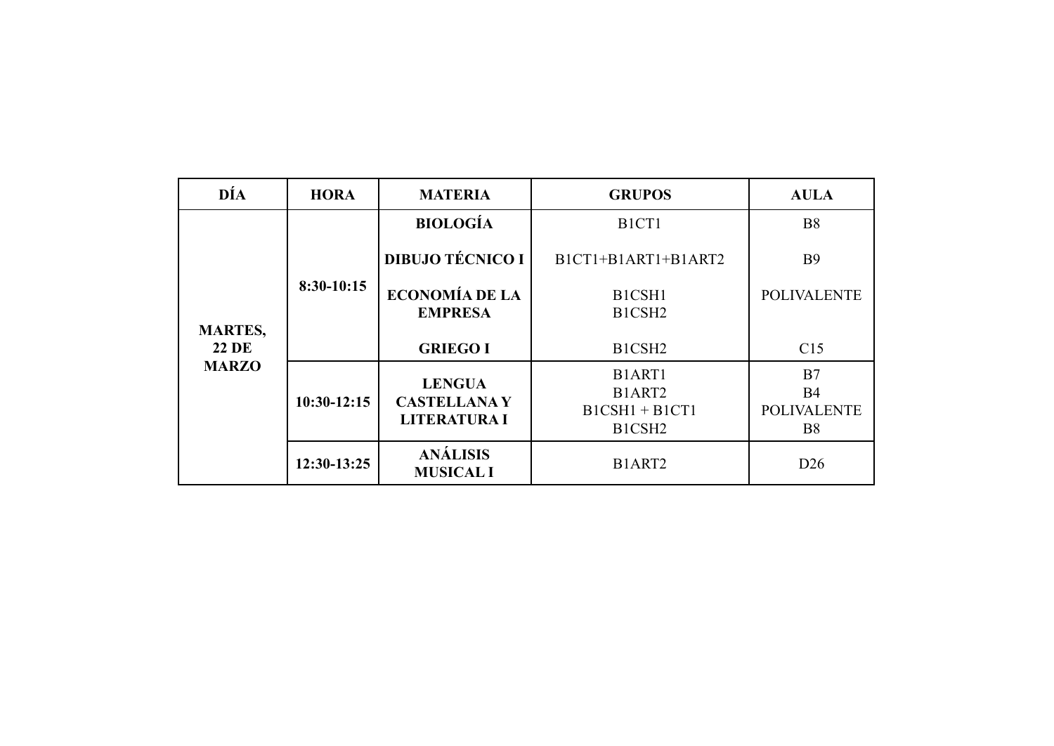| DÍA | HORA | MATERIA | GRUPOS | AULA |
|---|---|---|---|---|
| **MARTES, 22 DE MARZO** | **8:30-10:15** | **BIOLOGÍA** | B1CT1 | B8 |
| | | **DIBUJO TÉCNICO I** | B1CT1+B1ART1+B1ART2 | B9 |
| | | **ECONOMÍA DE LA EMPRESA** | B1CSH1<br>B1CSH2 | POLIVALENTE |
| | | **GRIEGO I** | B1CSH2 | C15 |
| | **10:30-12:15** | **LENGUA CASTELLANA Y LITERATURA I** | B1ART1<br>B1ART2<br>B1CSH1 + B1CT1<br>B1CSH2 | B7<br>B4<br>POLIVALENTE<br>B8 |
| | **12:30-13:25** | **ANÁLISIS MUSICAL I** | B1ART2 | D26 |